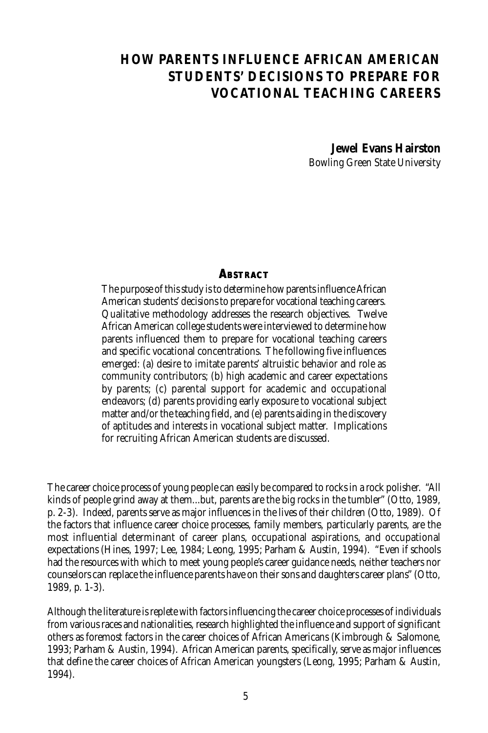# HOW PARENTS INFLUENCE AFRICAN AMERICAN STUDENTS' DECISIONS TO PREPARE FOR VOCATIONAL TEACHING CAREERS

**Jewel Evans Hairston**
Bowling Green State University

## Abstract

The purpose of this study is to determine how parents influence African American students' decisions to prepare for vocational teaching careers. Qualitative methodology addresses the research objectives. Twelve African American college students were interviewed to determine how parents influenced them to prepare for vocational teaching careers and specific vocational concentrations. The following five influences emerged: (a) desire to imitate parents' altruistic behavior and role as community contributors; (b) high academic and career expectations by parents; (c) parental support for academic and occupational endeavors; (d) parents providing early exposure to vocational subject matter and/or the teaching field, and (e) parents aiding in the discovery of aptitudes and interests in vocational subject matter. Implications for recruiting African American students are discussed.

The career choice process of young people can easily be compared to rocks in a rock polisher. "All kinds of people grind away at them...but, parents are the big rocks in the tumbler" (Otto, 1989, p. 2-3). Indeed, parents serve as major influences in the lives of their children (Otto, 1989). Of the factors that influence career choice processes, family members, particularly parents, are the most influential determinant of career plans, occupational aspirations, and occupational expectations (Hines, 1997; Lee, 1984; Leong, 1995; Parham & Austin, 1994). "Even if schools had the resources with which to meet young people's career guidance needs, neither teachers nor counselors can replace the influence parents have on their sons and daughters career plans" (Otto, 1989, p. 1-3).

Although the literature is replete with factors influencing the career choice processes of individuals from various races and nationalities, research highlighted the influence and support of significant others as foremost factors in the career choices of African Americans (Kimbrough & Salomone, 1993; Parham & Austin, 1994). African American parents, specifically, serve as major influences that define the career choices of African American youngsters (Leong, 1995; Parham & Austin, 1994).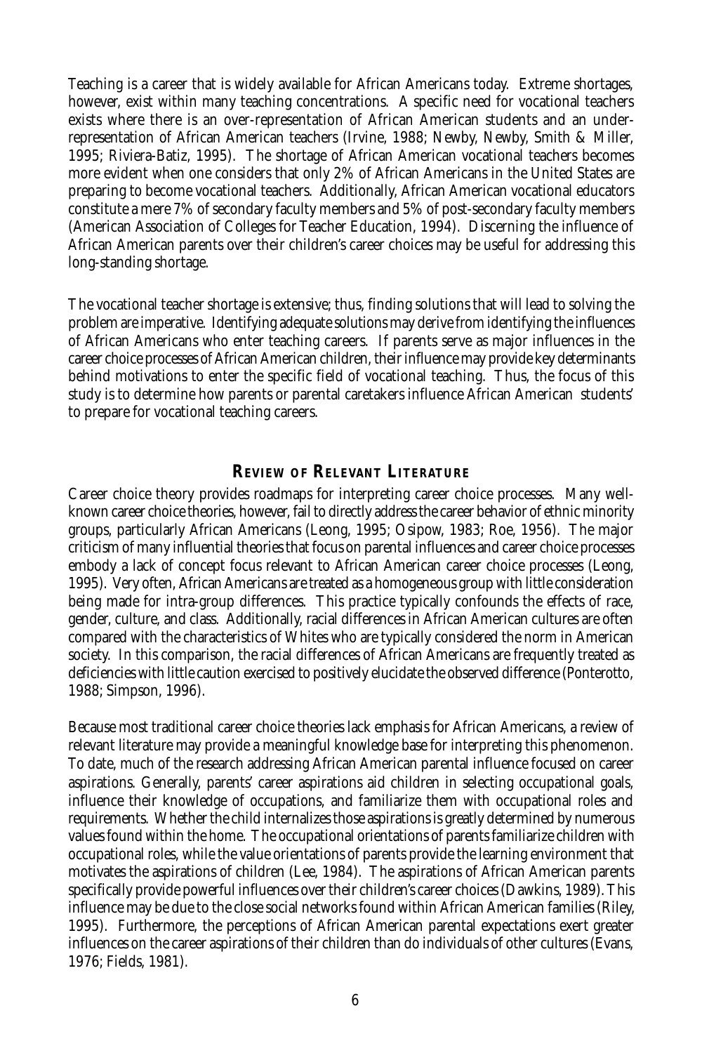Teaching is a career that is widely available for African Americans today. Extreme shortages, however, exist within many teaching concentrations. A specific need for vocational teachers exists where there is an over-representation of African American students and an under-representation of African American teachers (Irvine, 1988; Newby, Newby, Smith & Miller, 1995; Riviera-Batiz, 1995). The shortage of African American vocational teachers becomes more evident when one considers that only 2% of African Americans in the United States are preparing to become vocational teachers. Additionally, African American vocational educators constitute a mere 7% of secondary faculty members and 5% of post-secondary faculty members (American Association of Colleges for Teacher Education, 1994). Discerning the influence of African American parents over their children's career choices may be useful for addressing this long-standing shortage.

The vocational teacher shortage is extensive; thus, finding solutions that will lead to solving the problem are imperative. Identifying adequate solutions may derive from identifying the influences of African Americans who enter teaching careers. If parents serve as major influences in the career choice processes of African American children, their influence may provide key determinants behind motivations to enter the specific field of vocational teaching. Thus, the focus of this study is to determine how parents or parental caretakers influence African American students' to prepare for vocational teaching careers.

## Review of Relevant Literature

Career choice theory provides roadmaps for interpreting career choice processes. Many well-known career choice theories, however, fail to directly address the career behavior of ethnic minority groups, particularly African Americans (Leong, 1995; Osipow, 1983; Roe, 1956). The major criticism of many influential theories that focus on parental influences and career choice processes embody a lack of concept focus relevant to African American career choice processes (Leong, 1995). Very often, African Americans are treated as a homogeneous group with little consideration being made for intra-group differences. This practice typically confounds the effects of race, gender, culture, and class. Additionally, racial differences in African American cultures are often compared with the characteristics of Whites who are typically considered the norm in American society. In this comparison, the racial differences of African Americans are frequently treated as deficiencies with little caution exercised to positively elucidate the observed difference (Ponterotto, 1988; Simpson, 1996).

Because most traditional career choice theories lack emphasis for African Americans, a review of relevant literature may provide a meaningful knowledge base for interpreting this phenomenon. To date, much of the research addressing African American parental influence focused on career aspirations. Generally, parents' career aspirations aid children in selecting occupational goals, influence their knowledge of occupations, and familiarize them with occupational roles and requirements. Whether the child internalizes those aspirations is greatly determined by numerous values found within the home. The occupational orientations of parents familiarize children with occupational roles, while the value orientations of parents provide the learning environment that motivates the aspirations of children (Lee, 1984). The aspirations of African American parents specifically provide powerful influences over their children's career choices (Dawkins, 1989). This influence may be due to the close social networks found within African American families (Riley, 1995). Furthermore, the perceptions of African American parental expectations exert greater influences on the career aspirations of their children than do individuals of other cultures (Evans, 1976; Fields, 1981).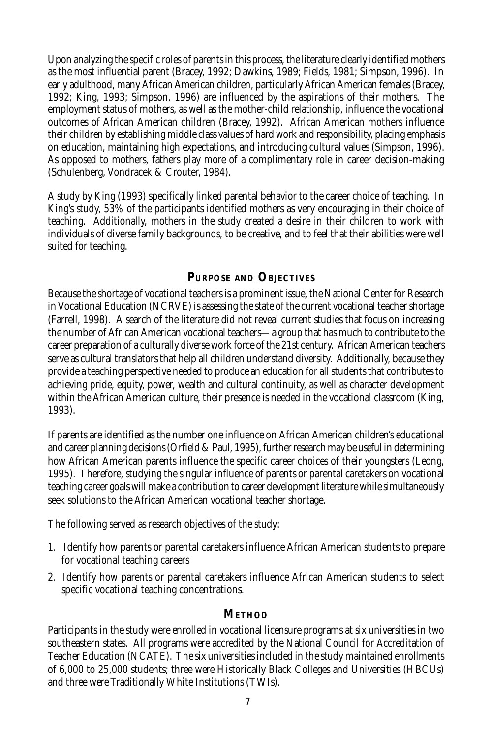Upon analyzing the specific roles of parents in this process, the literature clearly identified mothers as the most influential parent (Bracey, 1992; Dawkins, 1989; Fields, 1981; Simpson, 1996). In early adulthood, many African American children, particularly African American females (Bracey, 1992; King, 1993; Simpson, 1996) are influenced by the aspirations of their mothers. The employment status of mothers, as well as the mother-child relationship, influence the vocational outcomes of African American children (Bracey, 1992). African American mothers influence their children by establishing middle class values of hard work and responsibility, placing emphasis on education, maintaining high expectations, and introducing cultural values (Simpson, 1996). As opposed to mothers, fathers play more of a complimentary role in career decision-making (Schulenberg, Vondracek & Crouter, 1984).

A study by King (1993) specifically linked parental behavior to the career choice of teaching. In King's study, 53% of the participants identified mothers as very encouraging in their choice of teaching. Additionally, mothers in the study created a desire in their children to work with individuals of diverse family backgrounds, to be creative, and to feel that their abilities were well suited for teaching.

## Purpose and Objectives

Because the shortage of vocational teachers is a prominent issue, the National Center for Research in Vocational Education (NCRVE) is assessing the state of the current vocational teacher shortage (Farrell, 1998). A search of the literature did not reveal current studies that focus on increasing the number of African American vocational teachers—a group that has much to contribute to the career preparation of a culturally diverse work force of the 21st century. African American teachers serve as cultural translators that help all children understand diversity. Additionally, because they provide a teaching perspective needed to produce an education for all students that contributes to achieving pride, equity, power, wealth and cultural continuity, as well as character development within the African American culture, their presence is needed in the vocational classroom (King, 1993).

If parents are identified as the number one influence on African American children's educational and career planning decisions (Orfield & Paul, 1995), further research may be useful in determining how African American parents influence the specific career choices of their youngsters (Leong, 1995). Therefore, studying the singular influence of parents or parental caretakers on vocational teaching career goals will make a contribution to career development literature while simultaneously seek solutions to the African American vocational teacher shortage.

The following served as research objectives of the study:

1. Identify how parents or parental caretakers influence African American students to prepare for vocational teaching careers
2. Identify how parents or parental caretakers influence African American students to select specific vocational teaching concentrations.

## Method

Participants in the study were enrolled in vocational licensure programs at six universities in two southeastern states. All programs were accredited by the National Council for Accreditation of Teacher Education (NCATE). The six universities included in the study maintained enrollments of 6,000 to 25,000 students; three were Historically Black Colleges and Universities (HBCUs) and three were Traditionally White Institutions (TWIs).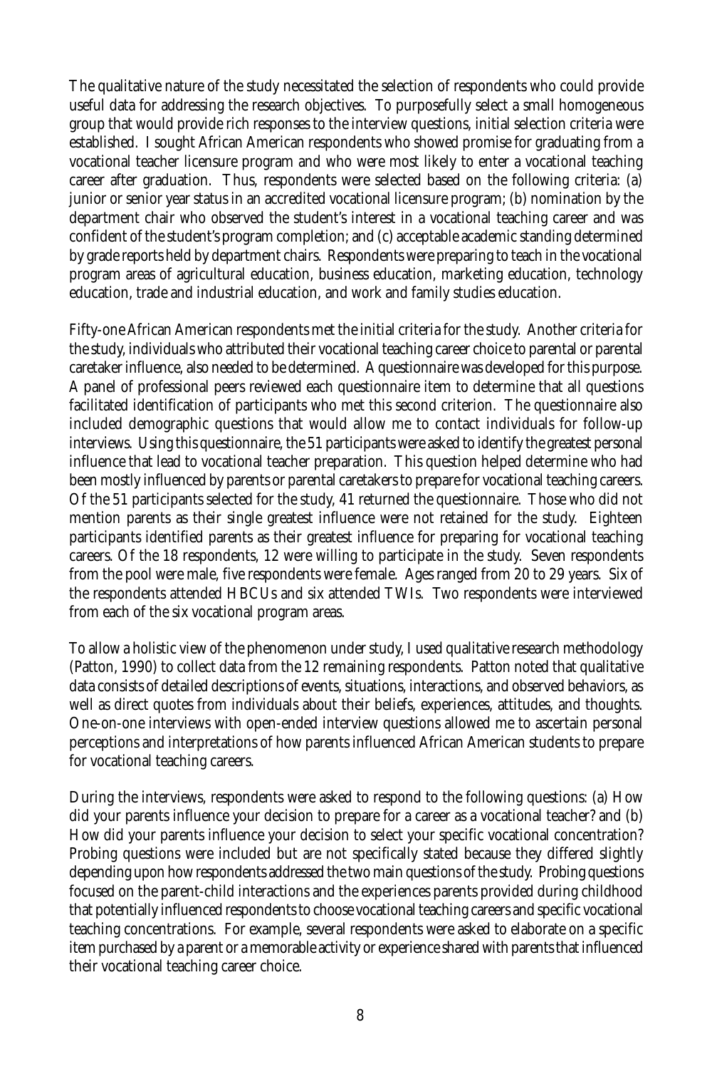The qualitative nature of the study necessitated the selection of respondents who could provide useful data for addressing the research objectives. To purposefully select a small homogeneous group that would provide rich responses to the interview questions, initial selection criteria were established. I sought African American respondents who showed promise for graduating from a vocational teacher licensure program and who were most likely to enter a vocational teaching career after graduation. Thus, respondents were selected based on the following criteria: (a) junior or senior year status in an accredited vocational licensure program; (b) nomination by the department chair who observed the student's interest in a vocational teaching career and was confident of the student's program completion; and (c) acceptable academic standing determined by grade reports held by department chairs. Respondents were preparing to teach in the vocational program areas of agricultural education, business education, marketing education, technology education, trade and industrial education, and work and family studies education.

Fifty-one African American respondents met the initial criteria for the study. Another criteria for the study, individuals who attributed their vocational teaching career choice to parental or parental caretaker influence, also needed to be determined. A questionnaire was developed for this purpose. A panel of professional peers reviewed each questionnaire item to determine that all questions facilitated identification of participants who met this second criterion. The questionnaire also included demographic questions that would allow me to contact individuals for follow-up interviews. Using this questionnaire, the 51 participants were asked to identify the greatest personal influence that lead to vocational teacher preparation. This question helped determine who had been mostly influenced by parents or parental caretakers to prepare for vocational teaching careers. Of the 51 participants selected for the study, 41 returned the questionnaire. Those who did not mention parents as their single greatest influence were not retained for the study. Eighteen participants identified parents as their greatest influence for preparing for vocational teaching careers. Of the 18 respondents, 12 were willing to participate in the study. Seven respondents from the pool were male, five respondents were female. Ages ranged from 20 to 29 years. Six of the respondents attended HBCUs and six attended TWIs. Two respondents were interviewed from each of the six vocational program areas.

To allow a holistic view of the phenomenon under study, I used qualitative research methodology (Patton, 1990) to collect data from the 12 remaining respondents. Patton noted that qualitative data consists of detailed descriptions of events, situations, interactions, and observed behaviors, as well as direct quotes from individuals about their beliefs, experiences, attitudes, and thoughts. One-on-one interviews with open-ended interview questions allowed me to ascertain personal perceptions and interpretations of how parents influenced African American students to prepare for vocational teaching careers.

During the interviews, respondents were asked to respond to the following questions: (a) How did your parents influence your decision to prepare for a career as a vocational teacher? and (b) How did your parents influence your decision to select your specific vocational concentration? Probing questions were included but are not specifically stated because they differed slightly depending upon how respondents addressed the two main questions of the study. Probing questions focused on the parent-child interactions and the experiences parents provided during childhood that potentially influenced respondents to choose vocational teaching careers and specific vocational teaching concentrations. For example, several respondents were asked to elaborate on a specific item purchased by a parent or a memorable activity or experience shared with parents that influenced their vocational teaching career choice.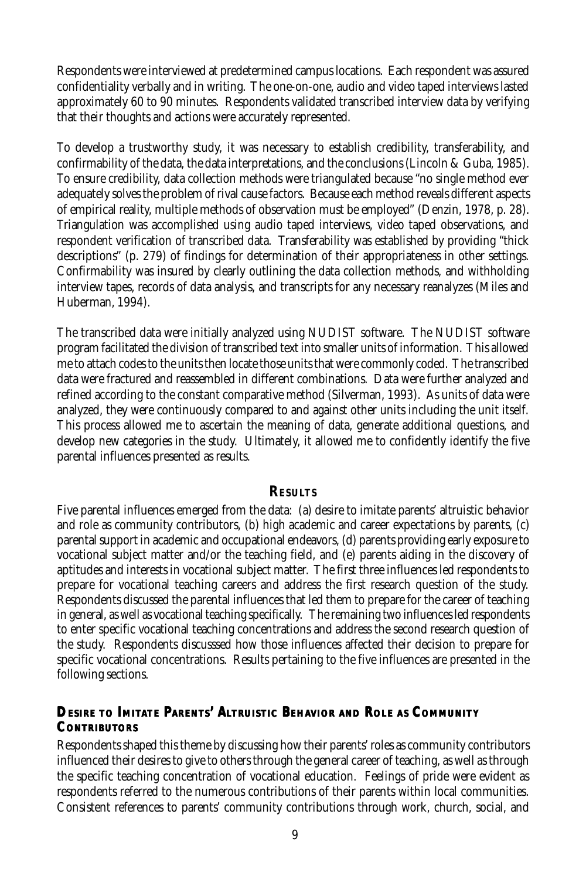Respondents were interviewed at predetermined campus locations. Each respondent was assured confidentiality verbally and in writing. The one-on-one, audio and video taped interviews lasted approximately 60 to 90 minutes. Respondents validated transcribed interview data by verifying that their thoughts and actions were accurately represented.

To develop a trustworthy study, it was necessary to establish credibility, transferability, and confirmability of the data, the data interpretations, and the conclusions (Lincoln & Guba, 1985). To ensure credibility, data collection methods were triangulated because "no single method ever adequately solves the problem of rival cause factors. Because each method reveals different aspects of empirical reality, multiple methods of observation must be employed" (Denzin, 1978, p. 28). Triangulation was accomplished using audio taped interviews, video taped observations, and respondent verification of transcribed data. Transferability was established by providing "thick descriptions" (p. 279) of findings for determination of their appropriateness in other settings. Confirmability was insured by clearly outlining the data collection methods, and withholding interview tapes, records of data analysis, and transcripts for any necessary reanalyzes (Miles and Huberman, 1994).

The transcribed data were initially analyzed using NUDIST software. The NUDIST software program facilitated the division of transcribed text into smaller units of information. This allowed me to attach codes to the units then locate those units that were commonly coded. The transcribed data were fractured and reassembled in different combinations. Data were further analyzed and refined according to the constant comparative method (Silverman, 1993). As units of data were analyzed, they were continuously compared to and against other units including the unit itself. This process allowed me to ascertain the meaning of data, generate additional questions, and develop new categories in the study. Ultimately, it allowed me to confidently identify the five parental influences presented as results.

## Results

Five parental influences emerged from the data: (a) desire to imitate parents' altruistic behavior and role as community contributors, (b) high academic and career expectations by parents, (c) parental support in academic and occupational endeavors, (d) parents providing early exposure to vocational subject matter and/or the teaching field, and (e) parents aiding in the discovery of aptitudes and interests in vocational subject matter. The first three influences led respondents to prepare for vocational teaching careers and address the first research question of the study. Respondents discussed the parental influences that led them to prepare for the career of teaching in general, as well as vocational teaching specifically. The remaining two influences led respondents to enter specific vocational teaching concentrations and address the second research question of the study. Respondents discusssed how those influences affected their decision to prepare for specific vocational concentrations. Results pertaining to the five influences are presented in the following sections.

### Desire to Imitate Parents' Altruistic Behavior and Role as Community Contributors

Respondents shaped this theme by discussing how their parents' roles as community contributors influenced their desires to give to others through the general career of teaching, as well as through the specific teaching concentration of vocational education. Feelings of pride were evident as respondents referred to the numerous contributions of their parents within local communities. Consistent references to parents' community contributions through work, church, social, and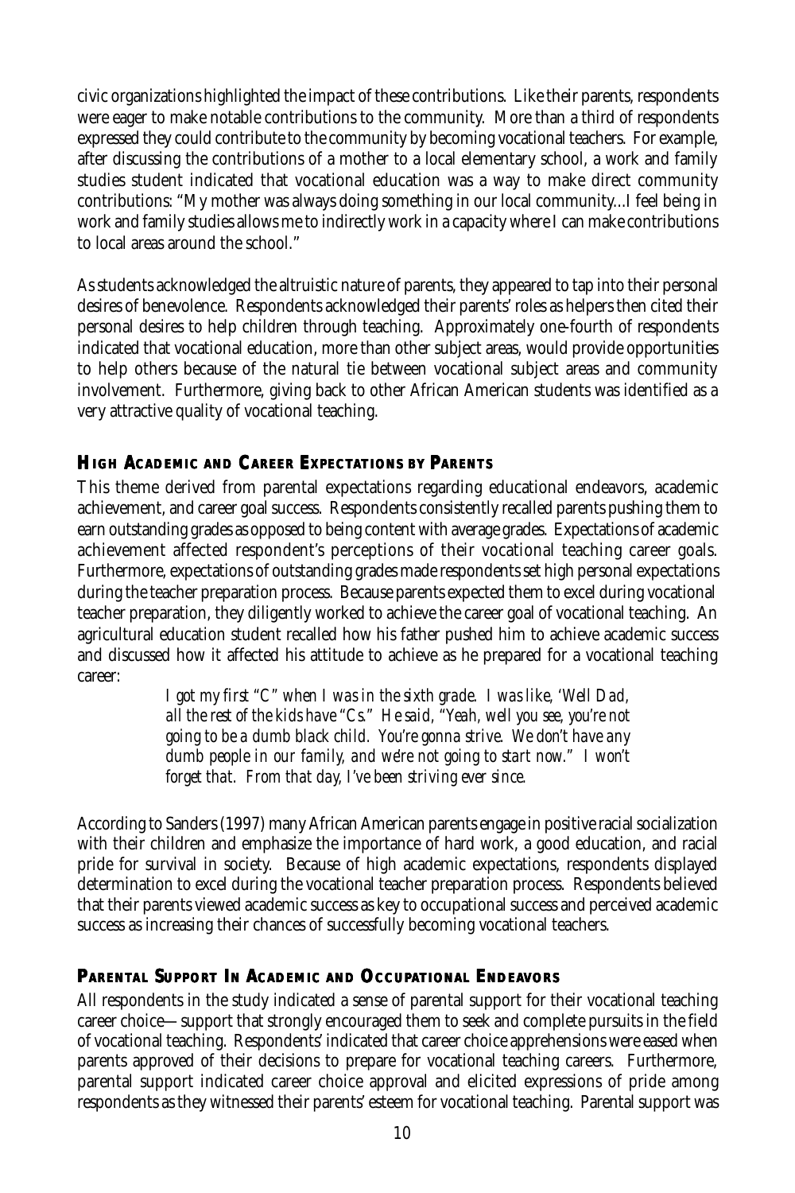civic organizations highlighted the impact of these contributions. Like their parents, respondents were eager to make notable contributions to the community. More than a third of respondents expressed they could contribute to the community by becoming vocational teachers. For example, after discussing the contributions of a mother to a local elementary school, a work and family studies student indicated that vocational education was a way to make direct community contributions: "My mother was always doing something in our local community...I feel being in work and family studies allows me to indirectly work in a capacity where I can make contributions to local areas around the school."

As students acknowledged the altruistic nature of parents, they appeared to tap into their personal desires of benevolence. Respondents acknowledged their parents' roles as helpers then cited their personal desires to help children through teaching. Approximately one-fourth of respondents indicated that vocational education, more than other subject areas, would provide opportunities to help others because of the natural tie between vocational subject areas and community involvement. Furthermore, giving back to other African American students was identified as a very attractive quality of vocational teaching.

### High Academic and Career Expectations by Parents

This theme derived from parental expectations regarding educational endeavors, academic achievement, and career goal success. Respondents consistently recalled parents pushing them to earn outstanding grades as opposed to being content with average grades. Expectations of academic achievement affected respondent's perceptions of their vocational teaching career goals. Furthermore, expectations of outstanding grades made respondents set high personal expectations during the teacher preparation process. Because parents expected them to excel during vocational teacher preparation, they diligently worked to achieve the career goal of vocational teaching. An agricultural education student recalled how his father pushed him to achieve academic success and discussed how it affected his attitude to achieve as he prepared for a vocational teaching career:

> *I got my first "C" when I was in the sixth grade. I was like, 'Well Dad, all the rest of the kids have "Cs." He said, "Yeah, well you see, you're not going to be a dumb black child. You're gonna strive. We don't have any dumb people in our family, and we're not going to start now." I won't forget that. From that day, I've been striving ever since.*

According to Sanders (1997) many African American parents engage in positive racial socialization with their children and emphasize the importance of hard work, a good education, and racial pride for survival in society. Because of high academic expectations, respondents displayed determination to excel during the vocational teacher preparation process. Respondents believed that their parents viewed academic success as key to occupational success and perceived academic success as increasing their chances of successfully becoming vocational teachers.

### Parental Support In Academic and Occupational Endeavors

All respondents in the study indicated a sense of parental support for their vocational teaching career choice—support that strongly encouraged them to seek and complete pursuits in the field of vocational teaching. Respondents' indicated that career choice apprehensions were eased when parents approved of their decisions to prepare for vocational teaching careers. Furthermore, parental support indicated career choice approval and elicited expressions of pride among respondents as they witnessed their parents' esteem for vocational teaching. Parental support was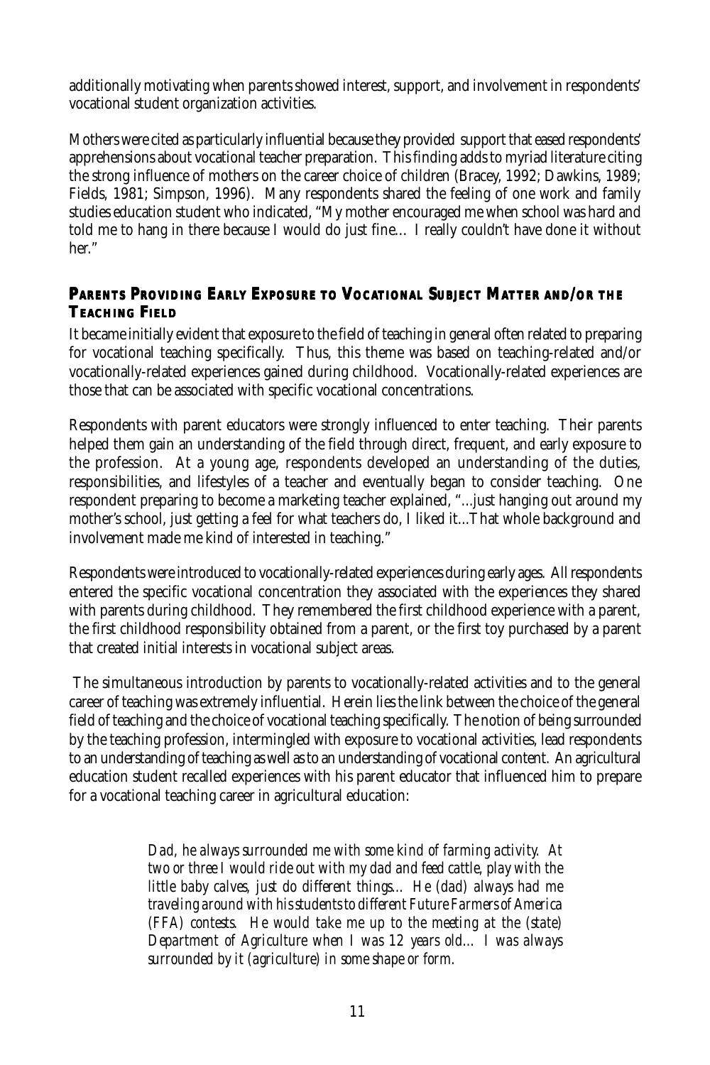additionally motivating when parents showed interest, support, and involvement in respondents' vocational student organization activities.

Mothers were cited as particularly influential because they provided support that eased respondents' apprehensions about vocational teacher preparation. This finding adds to myriad literature citing the strong influence of mothers on the career choice of children (Bracey, 1992; Dawkins, 1989; Fields, 1981; Simpson, 1996). Many respondents shared the feeling of one work and family studies education student who indicated, "My mother encouraged me when school was hard and told me to hang in there because I would do just fine… I really couldn't have done it without her."

### Parents Providing Early Exposure to Vocational Subject Matter and/or the Teaching Field

It became initially evident that exposure to the field of teaching in general often related to preparing for vocational teaching specifically. Thus, this theme was based on teaching-related and/or vocationally-related experiences gained during childhood. Vocationally-related experiences are those that can be associated with specific vocational concentrations.

Respondents with parent educators were strongly influenced to enter teaching. Their parents helped them gain an understanding of the field through direct, frequent, and early exposure to the profession. At a young age, respondents developed an understanding of the duties, responsibilities, and lifestyles of a teacher and eventually began to consider teaching. One respondent preparing to become a marketing teacher explained, "...just hanging out around my mother's school, just getting a feel for what teachers do, I liked it...That whole background and involvement made me kind of interested in teaching."

Respondents were introduced to vocationally-related experiences during early ages. All respondents entered the specific vocational concentration they associated with the experiences they shared with parents during childhood. They remembered the first childhood experience with a parent, the first childhood responsibility obtained from a parent, or the first toy purchased by a parent that created initial interests in vocational subject areas.

The simultaneous introduction by parents to vocationally-related activities and to the general career of teaching was extremely influential. Herein lies the link between the choice of the general field of teaching and the choice of vocational teaching specifically. The notion of being surrounded by the teaching profession, intermingled with exposure to vocational activities, lead respondents to an understanding of teaching as well as to an understanding of vocational content. An agricultural education student recalled experiences with his parent educator that influenced him to prepare for a vocational teaching career in agricultural education:

> *Dad, he always surrounded me with some kind of farming activity. At two or three I would ride out with my dad and feed cattle, play with the little baby calves, just do different things… He (dad) always had me traveling around with his students to different Future Farmers of America (FFA) contests. He would take me up to the meeting at the (state) Department of Agriculture when I was 12 years old… I was always surrounded by it (agriculture) in some shape or form.*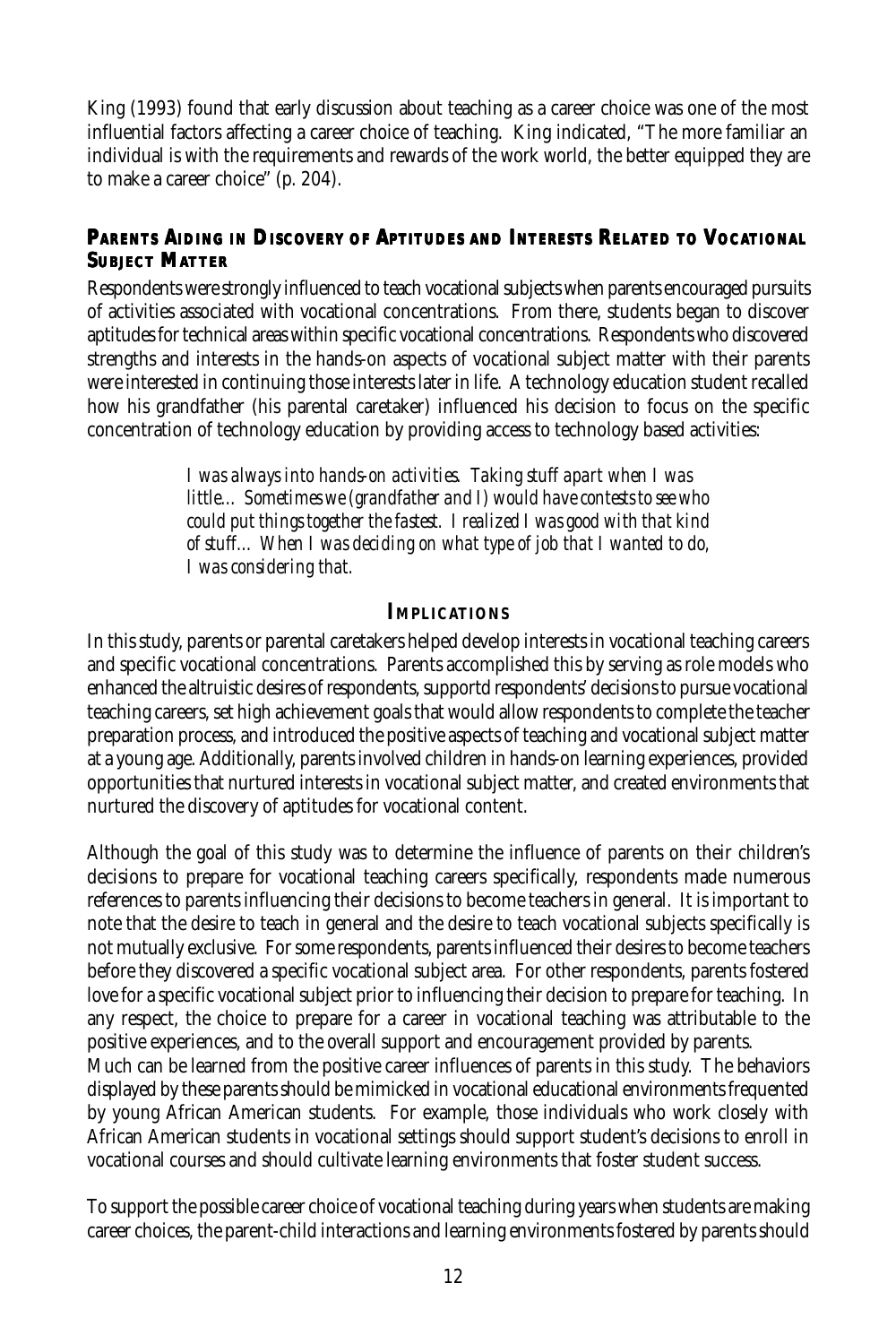King (1993) found that early discussion about teaching as a career choice was one of the most influential factors affecting a career choice of teaching. King indicated, "The more familiar an individual is with the requirements and rewards of the work world, the better equipped they are to make a career choice" (p. 204).

### Parents Aiding in Discovery of Aptitudes and Interests Related to Vocational Subject Matter

Respondents were strongly influenced to teach vocational subjects when parents encouraged pursuits of activities associated with vocational concentrations. From there, students began to discover aptitudes for technical areas within specific vocational concentrations. Respondents who discovered strengths and interests in the hands-on aspects of vocational subject matter with their parents were interested in continuing those interests later in life. A technology education student recalled how his grandfather (his parental caretaker) influenced his decision to focus on the specific concentration of technology education by providing access to technology based activities:

> *I was always into hands-on activities. Taking stuff apart when I was little… Sometimes we (grandfather and I) would have contests to see who could put things together the fastest. I realized I was good with that kind of stuff… When I was deciding on what type of job that I wanted to do, I was considering that.*

## Implications

In this study, parents or parental caretakers helped develop interests in vocational teaching careers and specific vocational concentrations. Parents accomplished this by serving as role models who enhanced the altruistic desires of respondents, supportd respondents' decisions to pursue vocational teaching careers, set high achievement goals that would allow respondents to complete the teacher preparation process, and introduced the positive aspects of teaching and vocational subject matter at a young age. Additionally, parents involved children in hands-on learning experiences, provided opportunities that nurtured interests in vocational subject matter, and created environments that nurtured the discovery of aptitudes for vocational content.

Although the goal of this study was to determine the influence of parents on their children's decisions to prepare for vocational teaching careers specifically, respondents made numerous references to parents influencing their decisions to become teachers in general. It is important to note that the desire to teach in general and the desire to teach vocational subjects specifically is not mutually exclusive. For some respondents, parents influenced their desires to become teachers before they discovered a specific vocational subject area. For other respondents, parents fostered love for a specific vocational subject prior to influencing their decision to prepare for teaching. In any respect, the choice to prepare for a career in vocational teaching was attributable to the positive experiences, and to the overall support and encouragement provided by parents.

Much can be learned from the positive career influences of parents in this study. The behaviors displayed by these parents should be mimicked in vocational educational environments frequented by young African American students. For example, those individuals who work closely with African American students in vocational settings should support student's decisions to enroll in vocational courses and should cultivate learning environments that foster student success.

To support the possible career choice of vocational teaching during years when students are making career choices, the parent-child interactions and learning environments fostered by parents should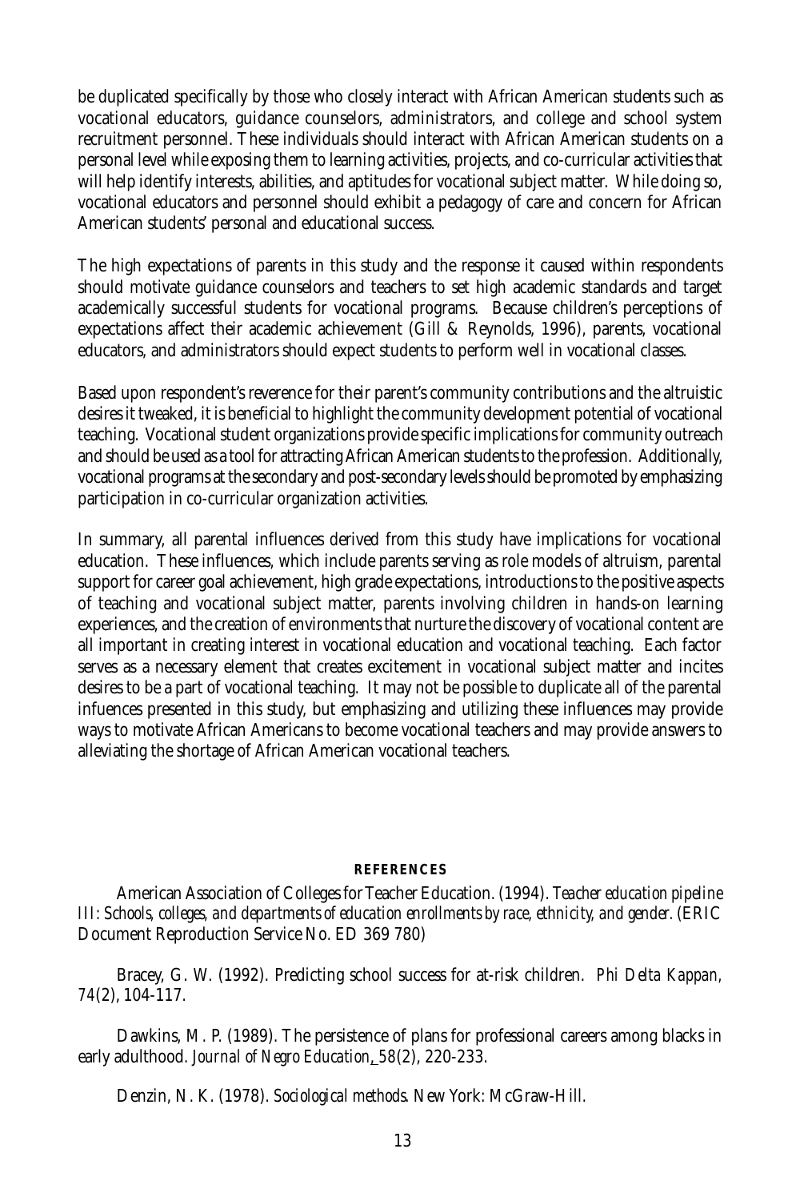be duplicated specifically by those who closely interact with African American students such as vocational educators, guidance counselors, administrators, and college and school system recruitment personnel. These individuals should interact with African American students on a personal level while exposing them to learning activities, projects, and co-curricular activities that will help identify interests, abilities, and aptitudes for vocational subject matter. While doing so, vocational educators and personnel should exhibit a pedagogy of care and concern for African American students' personal and educational success.

The high expectations of parents in this study and the response it caused within respondents should motivate guidance counselors and teachers to set high academic standards and target academically successful students for vocational programs. Because children's perceptions of expectations affect their academic achievement (Gill & Reynolds, 1996), parents, vocational educators, and administrators should expect students to perform well in vocational classes.

Based upon respondent's reverence for their parent's community contributions and the altruistic desires it tweaked, it is beneficial to highlight the community development potential of vocational teaching. Vocational student organizations provide specific implications for community outreach and should be used as a tool for attracting African American students to the profession. Additionally, vocational programs at the secondary and post-secondary levels should be promoted by emphasizing participation in co-curricular organization activities.

In summary, all parental influences derived from this study have implications for vocational education. These influences, which include parents serving as role models of altruism, parental support for career goal achievement, high grade expectations, introductions to the positive aspects of teaching and vocational subject matter, parents involving children in hands-on learning experiences, and the creation of environments that nurture the discovery of vocational content are all important in creating interest in vocational education and vocational teaching. Each factor serves as a necessary element that creates excitement in vocational subject matter and incites desires to be a part of vocational teaching. It may not be possible to duplicate all of the parental infuences presented in this study, but emphasizing and utilizing these influences may provide ways to motivate African Americans to become vocational teachers and may provide answers to alleviating the shortage of African American vocational teachers.

## REFERENCES

American Association of Colleges for Teacher Education. (1994). *Teacher education pipeline III: Schools, colleges, and departments of education enrollments by race, ethnicity, and gender.* (ERIC Document Reproduction Service No. ED 369 780)

Bracey, G. W. (1992). Predicting school success for at-risk children. *Phi Delta Kappan, 74*(2), 104-117.

Dawkins, M. P. (1989). The persistence of plans for professional careers among blacks in early adulthood. *Journal of Negro Education, 58*(2), 220-233.

Denzin, N. K. (1978). *Sociological methods*. New York: McGraw-Hill.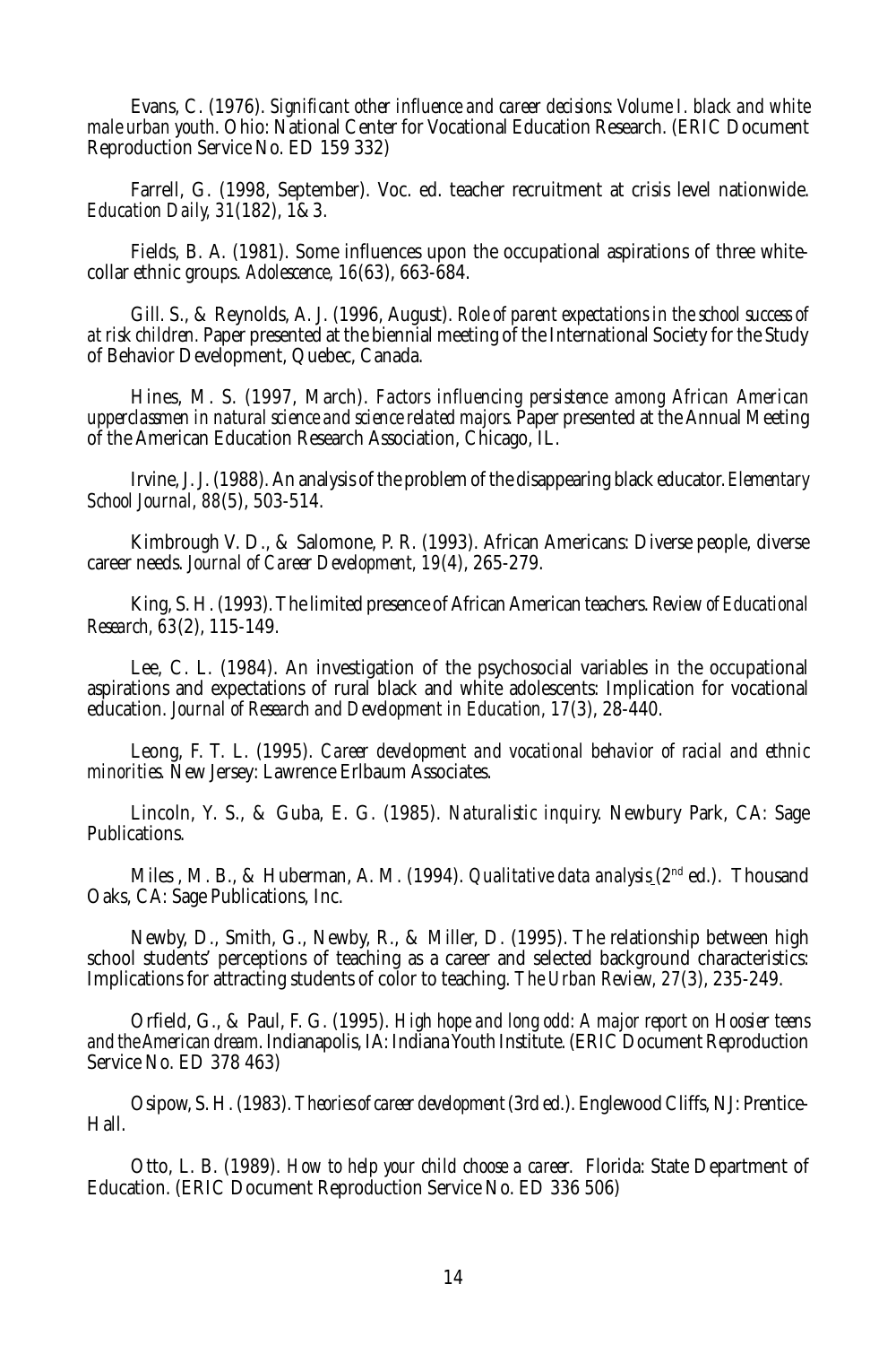Evans, C. (1976). *Significant other influence and career decisions: Volume I. black and white male urban youth*. Ohio: National Center for Vocational Education Research. (ERIC Document Reproduction Service No. ED 159 332)

Farrell, G. (1998, September). Voc. ed. teacher recruitment at crisis level nationwide. *Education Daily, 31*(182), 1& 3.

Fields, B. A. (1981). Some influences upon the occupational aspirations of three white-collar ethnic groups. *Adolescence, 16*(63), 663-684.

Gill. S., & Reynolds, A. J. (1996, August). *Role of parent expectations in the school success of at risk children.* Paper presented at the biennial meeting of the International Society for the Study of Behavior Development, Quebec, Canada.

Hines, M. S. (1997, March). *Factors influencing persistence among African American upperclassmen in natural science and science related majors.* Paper presented at the Annual Meeting of the American Education Research Association, Chicago, IL.

Irvine, J. J. (1988). An analysis of the problem of the disappearing black educator. *Elementary School Journal, 88*(5), 503-514.

Kimbrough V. D., & Salomone, P. R. (1993). African Americans: Diverse people, diverse career needs. *Journal of Career Development, 19(4)*, 265-279.

King, S. H. (1993). The limited presence of African American teachers. *Review of Educational Research, 63*(2), 115-149.

Lee, C. L. (1984). An investigation of the psychosocial variables in the occupational aspirations and expectations of rural black and white adolescents: Implication for vocational education. *Journal of Research and Development in Education, 17*(3), 28-440.

Leong, F. T. L. (1995). *Career development and vocational behavior of racial and ethnic minorities.* New Jersey: Lawrence Erlbaum Associates.

Lincoln, Y. S., & Guba, E. G. (1985). *Naturalistic inquiry.* Newbury Park, CA: Sage Publications.

Miles , M. B., & Huberman, A. M. (1994). *Qualitative data analysis* (2nd ed.). Thousand Oaks, CA: Sage Publications, Inc.

Newby, D., Smith, G., Newby, R., & Miller, D. (1995). The relationship between high school students' perceptions of teaching as a career and selected background characteristics: Implications for attracting students of color to teaching. *The Urban Review, 27*(3), 235-249.

Orfield, G., & Paul, F. G. (1995). *High hope and long odd: A major report on Hoosier teens and the American dream*. Indianapolis, IA: Indiana Youth Institute. (ERIC Document Reproduction Service No. ED 378 463)

Osipow, S. H. (1983). *Theories of career development* (3rd ed.). Englewood Cliffs, NJ: Prentice-Hall.

Otto, L. B. (1989). *How to help your child choose a career.* Florida: State Department of Education. (ERIC Document Reproduction Service No. ED 336 506)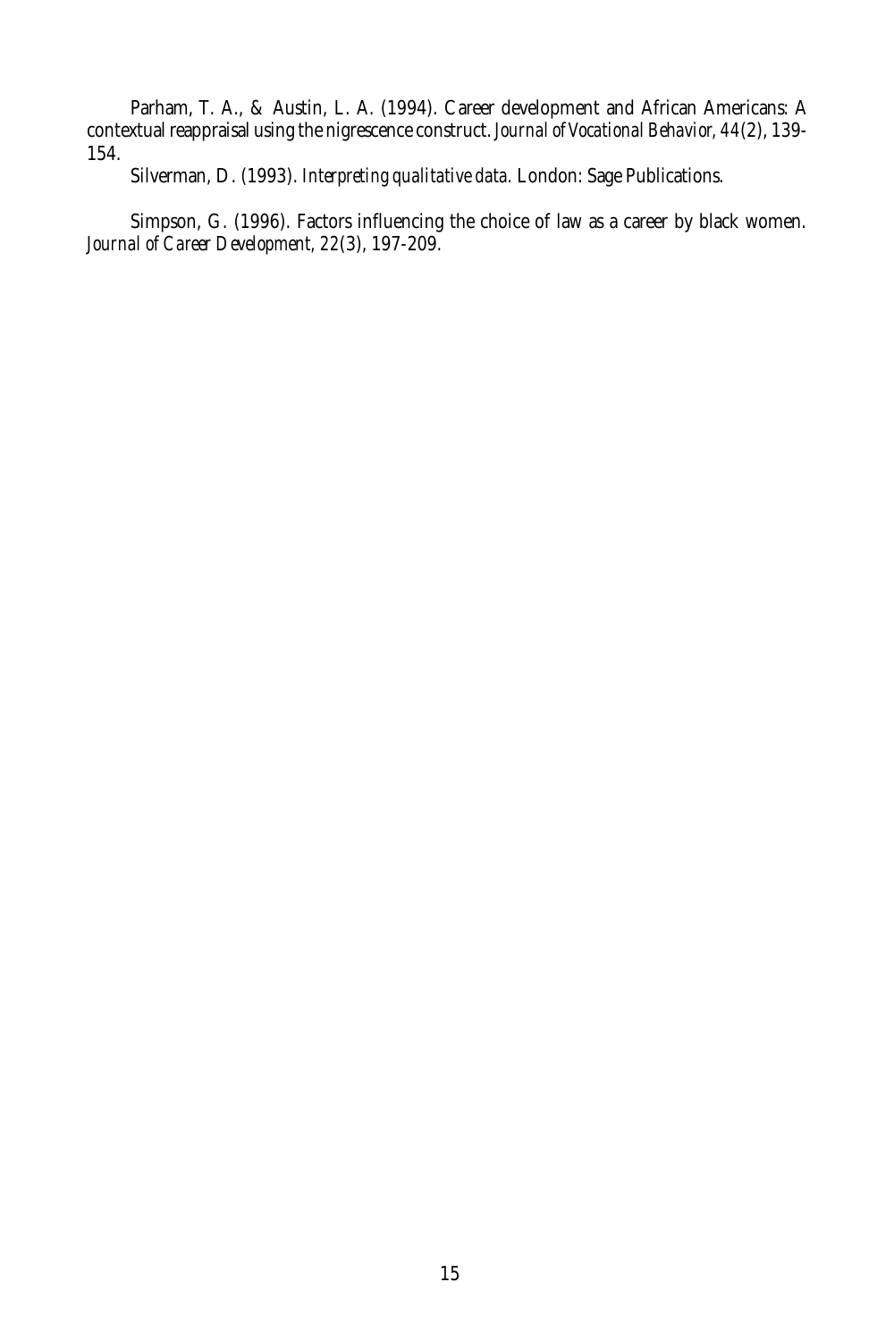Parham, T. A., & Austin, L. A. (1994). Career development and African Americans: A contextual reappraisal using the nigrescence construct. *Journal of Vocational Behavior, 44*(2), 139-154.

Silverman, D. (1993). *Interpreting qualitative data.* London: Sage Publications.

Simpson, G. (1996). Factors influencing the choice of law as a career by black women. *Journal of Career Development, 22*(3), 197-209.